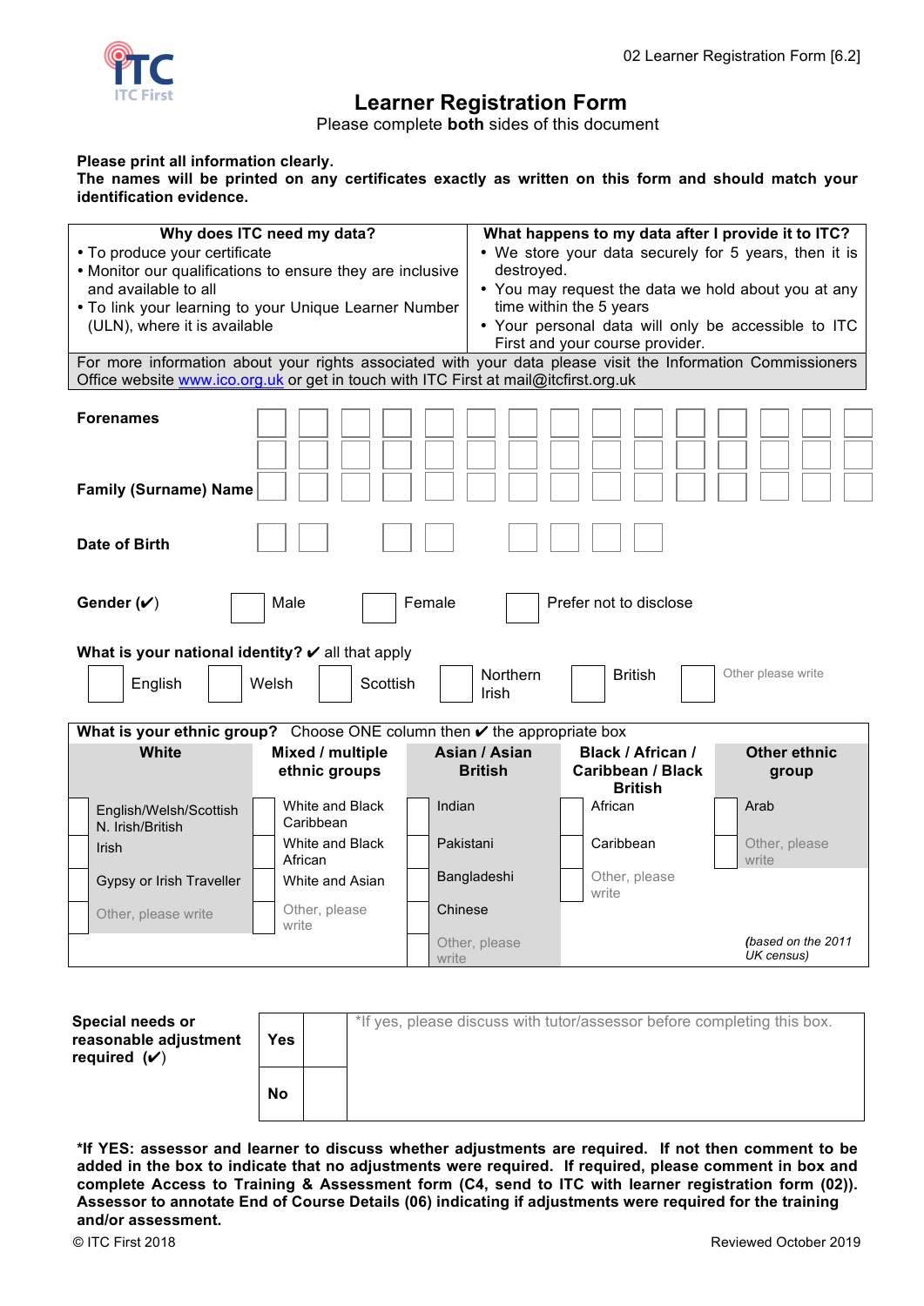# Learner Registration Form

Please complete **both** sides of this document

**Please print all information clearly.**
**The names will be printed on any certificates exactly as written on this form and should match your identification evidence.**

| Why does ITC need my data? | What happens to my data after I provide it to ITC? |
|---|---|
| • To produce your certificate<br>• Monitor our qualifications to ensure they are inclusive and available to all<br>• To link your learning to your Unique Learner Number (ULN), where it is available | • We store your data securely for 5 years, then it is destroyed.<br>• You may request the data we hold about you at any time within the 5 years<br>• Your personal data will only be accessible to ITC First and your course provider. |

For more information about your rights associated with your data please visit the Information Commissioners Office website www.ico.org.uk or get in touch with ITC First at mail@itcfirst.org.uk

**Forenames**

**Family (Surname) Name**

**Date of Birth**

**Gender (✔)** ☐ Male ☐ Female ☐ Prefer not to disclose

**What is your national identity?** ✔ all that apply

☐ English ☐ Welsh ☐ Scottish ☐ Northern Irish ☐ British ☐ Other please write

**What is your ethnic group?** Choose ONE column then ✔ the appropriate box

| White | Mixed / multiple ethnic groups | Asian / Asian British | Black / African / Caribbean / Black British | Other ethnic group |
|---|---|---|---|---|
| ☐ English/Welsh/Scottish N. Irish/British | ☐ White and Black Caribbean | ☐ Indian | ☐ African | ☐ Arab |
| ☐ Irish | ☐ White and Black African | ☐ Pakistani | ☐ Caribbean | ☐ Other, please write |
| ☐ Gypsy or Irish Traveller | ☐ White and Asian | ☐ Bangladeshi | ☐ Other, please write | |
| ☐ Other, please write | ☐ Other, please write | ☐ Chinese | | |
| | | ☐ Other, please write | | *(based on the 2011 UK census)* |

| **Special needs or reasonable adjustment required (✔)** | | |
|---|---|---|
| **Yes** | ☐ | *If yes, please discuss with tutor/assessor before completing this box. |
| **No** | ☐ | |

**\*If YES: assessor and learner to discuss whether adjustments are required. If not then comment to be added in the box to indicate that no adjustments were required. If required, please comment in box and complete Access to Training & Assessment form (C4, send to ITC with learner registration form (02)). Assessor to annotate End of Course Details (06) indicating if adjustments were required for the training and/or assessment.**

© ITC First 2018 Reviewed October 2019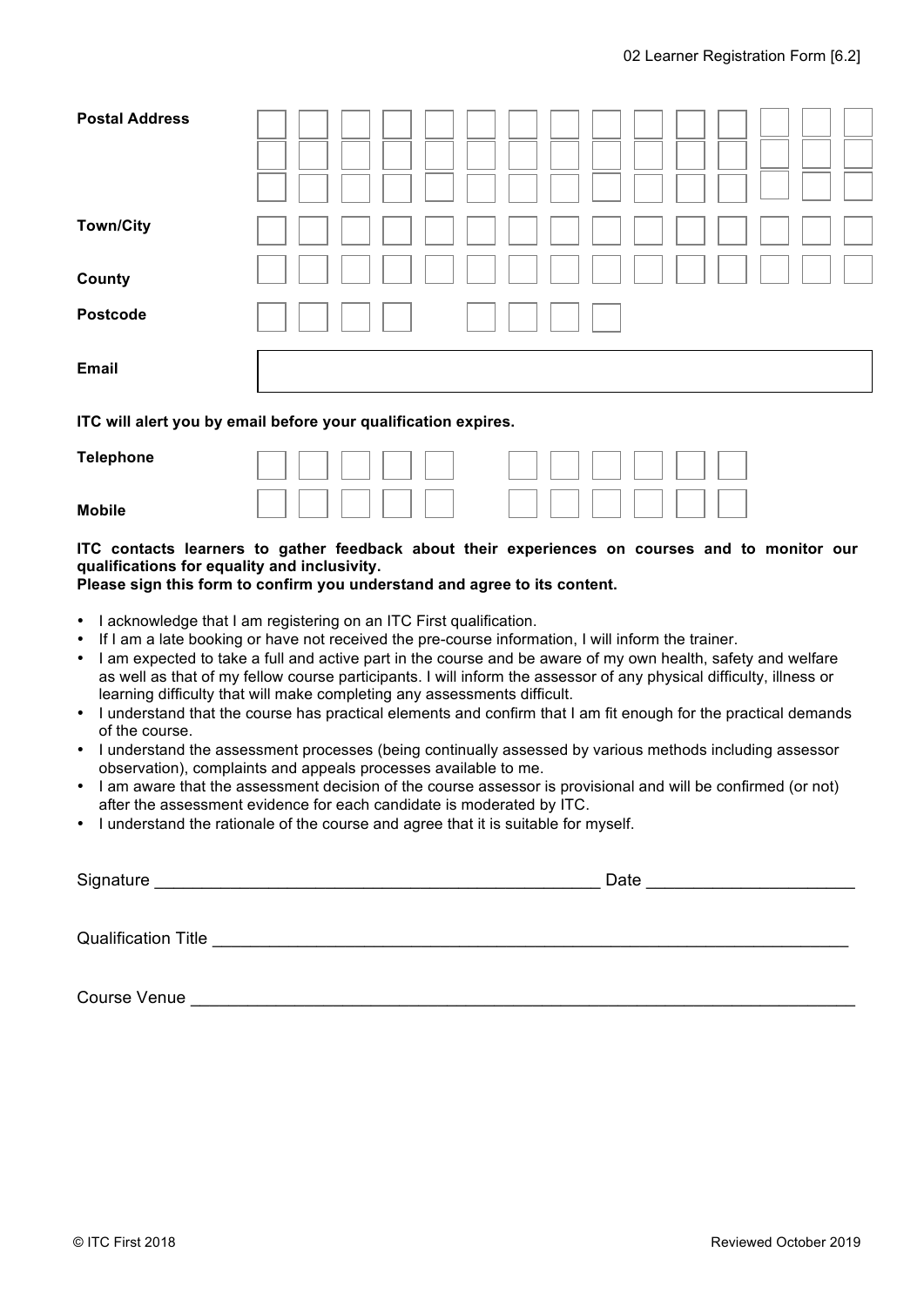**Postal Address**

**Town/City**

**County**

**Postcode**

**Email**

**ITC will alert you by email before your qualification expires.**

**Telephone**

**Mobile**

**ITC contacts learners to gather feedback about their experiences on courses and to monitor our qualifications for equality and inclusivity.**
**Please sign this form to confirm you understand and agree to its content.**

- I acknowledge that I am registering on an ITC First qualification.
- If I am a late booking or have not received the pre-course information, I will inform the trainer.
- I am expected to take a full and active part in the course and be aware of my own health, safety and welfare as well as that of my fellow course participants. I will inform the assessor of any physical difficulty, illness or learning difficulty that will make completing any assessments difficult.
- I understand that the course has practical elements and confirm that I am fit enough for the practical demands of the course.
- I understand the assessment processes (being continually assessed by various methods including assessor observation), complaints and appeals processes available to me.
- I am aware that the assessment decision of the course assessor is provisional and will be confirmed (or not) after the assessment evidence for each candidate is moderated by ITC.
- I understand the rationale of the course and agree that it is suitable for myself.

Signature ______________________________________________ Date ____________________

Qualification Title ______________________________________________________________

Course Venue __________________________________________________________________